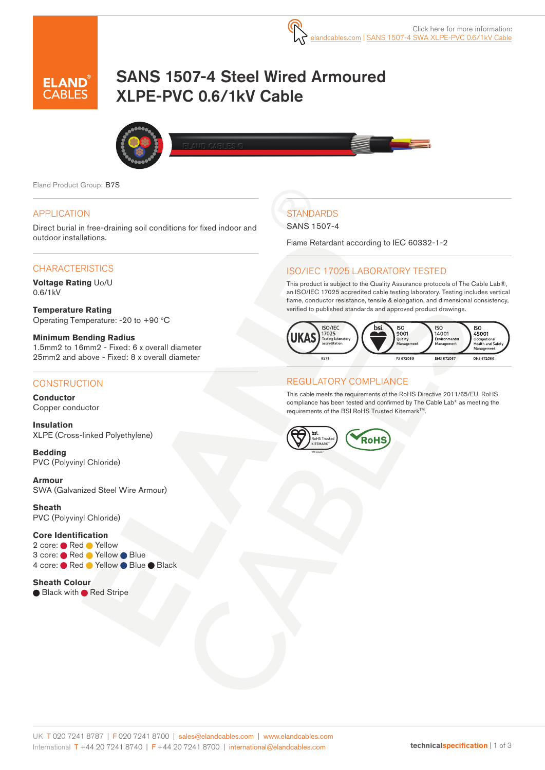Click here for more information: elandcables.com | SANS 1507-4 SWA XLPE-PVC 0.6/1kV Cable

# SANS 1507-4 Steel Wired Armoured XLPE-PVC 0.6/1kV Cable

Eland Product Group: B7S

## APPLICATION

Direct burial in free-draining soil conditions for fixed indoor and outdoor installations.

## CHARACTERISTICS

**Voltage Rating** Uo/U
0.6/1kV

**Temperature Rating**
Operating Temperature: -20 to +90 °C

**Minimum Bending Radius**
1.5mm2 to 16mm2 - Fixed: 6 x overall diameter
25mm2 and above - Fixed: 8 x overall diameter

## CONSTRUCTION

**Conductor**
Copper conductor

**Insulation**
XLPE (Cross-linked Polyethylene)

**Bedding**
PVC (Polyvinyl Chloride)

**Armour**
SWA (Galvanized Steel Wire Armour)

**Sheath**
PVC (Polyvinyl Chloride)

**Core Identification**
2 core: Red Yellow
3 core: Red Yellow Blue
4 core: Red Yellow Blue Black

**Sheath Colour**
Black with Red Stripe

## STANDARDS

SANS 1507-4

Flame Retardant according to IEC 60332-1-2

## ISO/IEC 17025 LABORATORY TESTED

This product is subject to the Quality Assurance protocols of The Cable Lab®, an ISO/IEC 17025 accredited cable testing laboratory. Testing includes vertical flame, conductor resistance, tensile & elongation, and dimensional consistency, verified to published standards and approved product drawings.

## REGULATORY COMPLIANCE

This cable meets the requirements of the RoHS Directive 2011/65/EU. RoHS compliance has been tested and confirmed by The Cable Lab® as meeting the requirements of the BSI RoHS Trusted Kitemark™.

UK T 020 7241 8787 | F 020 7241 8700 | sales@elandcables.com | www.elandcables.com
International T +44 20 7241 8740 | F +44 20 7241 8700 | international@elandcables.com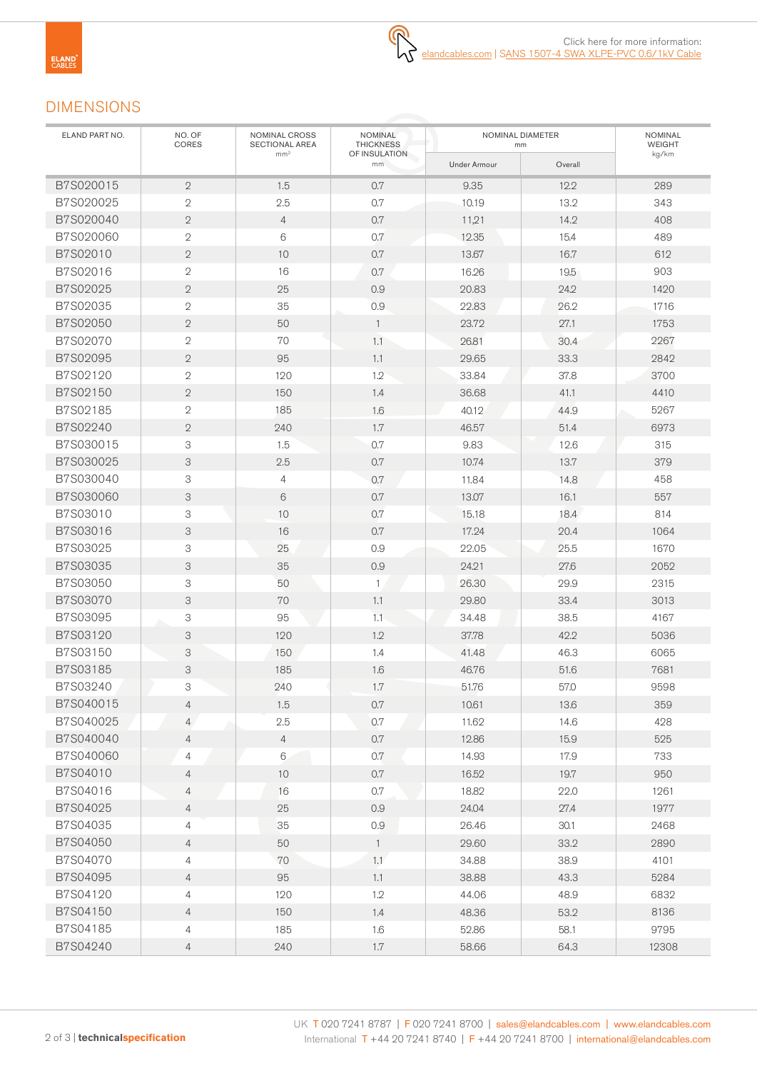Click here for more information:
elandcables.com | SANS 1507-4 SWA XLPE-PVC 0.6/1kV Cable

## DIMENSIONS

| ELAND PART NO. | NO. OF CORES | NOMINAL CROSS SECTIONAL AREA mm² | NOMINAL THICKNESS OF INSULATION mm | NOMINAL DIAMETER mm | | NOMINAL WEIGHT kg/km |
|---|---|---|---|---|---|---|
| | | | | Under Armour | Overall | |
| B7S020015 | 2 | 1.5 | 0.7 | 9.35 | 12.2 | 289 |
| B7S020025 | 2 | 2.5 | 0.7 | 10.19 | 13.2 | 343 |
| B7S020040 | 2 | 4 | 0.7 | 11.21 | 14.2 | 408 |
| B7S020060 | 2 | 6 | 0.7 | 12.35 | 15.4 | 489 |
| B7S02010 | 2 | 10 | 0.7 | 13.67 | 16.7 | 612 |
| B7S02016 | 2 | 16 | 0.7 | 16.26 | 19.5 | 903 |
| B7S02025 | 2 | 25 | 0.9 | 20.83 | 24.2 | 1420 |
| B7S02035 | 2 | 35 | 0.9 | 22.83 | 26.2 | 1716 |
| B7S02050 | 2 | 50 | 1 | 23.72 | 27.1 | 1753 |
| B7S02070 | 2 | 70 | 1.1 | 26.81 | 30.4 | 2267 |
| B7S02095 | 2 | 95 | 1.1 | 29.65 | 33.3 | 2842 |
| B7S02120 | 2 | 120 | 1.2 | 33.84 | 37.8 | 3700 |
| B7S02150 | 2 | 150 | 1.4 | 36.68 | 41.1 | 4410 |
| B7S02185 | 2 | 185 | 1.6 | 40.12 | 44.9 | 5267 |
| B7S02240 | 2 | 240 | 1.7 | 46.57 | 51.4 | 6973 |
| B7S030015 | 3 | 1.5 | 0.7 | 9.83 | 12.6 | 315 |
| B7S030025 | 3 | 2.5 | 0.7 | 10.74 | 13.7 | 379 |
| B7S030040 | 3 | 4 | 0.7 | 11.84 | 14.8 | 458 |
| B7S030060 | 3 | 6 | 0.7 | 13.07 | 16.1 | 557 |
| B7S03010 | 3 | 10 | 0.7 | 15.18 | 18.4 | 814 |
| B7S03016 | 3 | 16 | 0.7 | 17.24 | 20.4 | 1064 |
| B7S03025 | 3 | 25 | 0.9 | 22.05 | 25.5 | 1670 |
| B7S03035 | 3 | 35 | 0.9 | 24.21 | 27.6 | 2052 |
| B7S03050 | 3 | 50 | 1 | 26.30 | 29.9 | 2315 |
| B7S03070 | 3 | 70 | 1.1 | 29.80 | 33.4 | 3013 |
| B7S03095 | 3 | 95 | 1.1 | 34.48 | 38.5 | 4167 |
| B7S03120 | 3 | 120 | 1.2 | 37.78 | 42.2 | 5036 |
| B7S03150 | 3 | 150 | 1.4 | 41.48 | 46.3 | 6065 |
| B7S03185 | 3 | 185 | 1.6 | 46.76 | 51.6 | 7681 |
| B7S03240 | 3 | 240 | 1.7 | 51.76 | 57.0 | 9598 |
| B7S040015 | 4 | 1.5 | 0.7 | 10.61 | 13.6 | 359 |
| B7S040025 | 4 | 2.5 | 0.7 | 11.62 | 14.6 | 428 |
| B7S040040 | 4 | 4 | 0.7 | 12.86 | 15.9 | 525 |
| B7S040060 | 4 | 6 | 0.7 | 14.93 | 17.9 | 733 |
| B7S04010 | 4 | 10 | 0.7 | 16.52 | 19.7 | 950 |
| B7S04016 | 4 | 16 | 0.7 | 18.82 | 22.0 | 1261 |
| B7S04025 | 4 | 25 | 0.9 | 24.04 | 27.4 | 1977 |
| B7S04035 | 4 | 35 | 0.9 | 26.46 | 30.1 | 2468 |
| B7S04050 | 4 | 50 | 1 | 29.60 | 33.2 | 2890 |
| B7S04070 | 4 | 70 | 1.1 | 34.88 | 38.9 | 4101 |
| B7S04095 | 4 | 95 | 1.1 | 38.88 | 43.3 | 5284 |
| B7S04120 | 4 | 120 | 1.2 | 44.06 | 48.9 | 6832 |
| B7S04150 | 4 | 150 | 1.4 | 48.36 | 53.2 | 8136 |
| B7S04185 | 4 | 185 | 1.6 | 52.86 | 58.1 | 9795 |
| B7S04240 | 4 | 240 | 1.7 | 58.66 | 64.3 | 12308 |

UK T 020 7241 8787 | F 020 7241 8700 | sales@elandcables.com | www.elandcables.com
International T +44 20 7241 8740 | F +44 20 7241 8700 | international@elandcables.com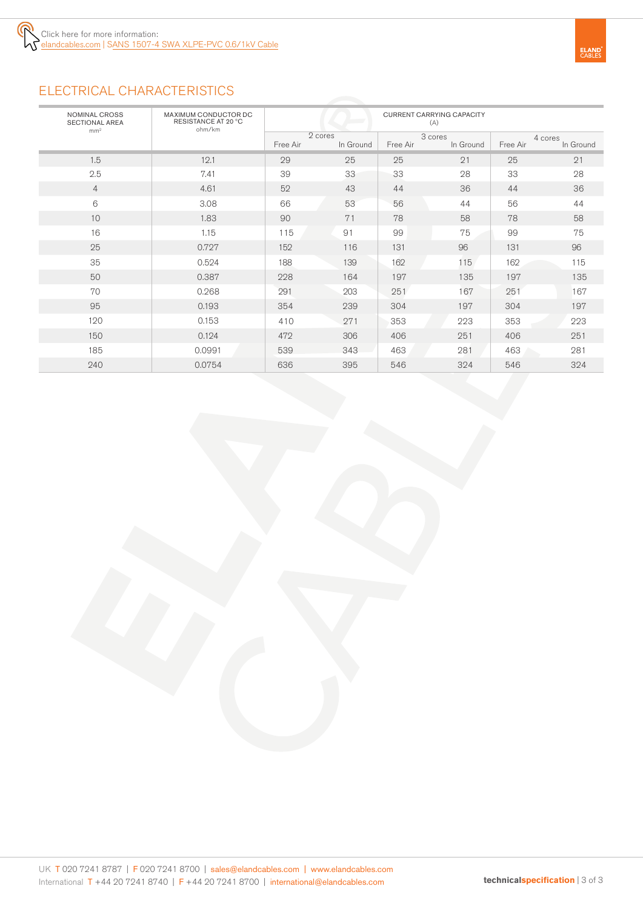Click here for more information:
elandcables.com | SANS 1507-4 SWA XLPE-PVC 0.6/1kV Cable

## ELECTRICAL CHARACTERISTICS

| NOMINAL CROSS SECTIONAL AREA mm² | MAXIMUM CONDUCTOR DC RESISTANCE AT 20 °C ohm/km | CURRENT CARRYING CAPACITY (A) | | | | | |
|---|---|---|---|---|---|---|---|
| | | 2 cores | | 3 cores | | 4 cores | |
| | | Free Air | In Ground | Free Air | In Ground | Free Air | In Ground |
| 1.5 | 12.1 | 29 | 25 | 25 | 21 | 25 | 21 |
| 2.5 | 7.41 | 39 | 33 | 33 | 28 | 33 | 28 |
| 4 | 4.61 | 52 | 43 | 44 | 36 | 44 | 36 |
| 6 | 3.08 | 66 | 53 | 56 | 44 | 56 | 44 |
| 10 | 1.83 | 90 | 71 | 78 | 58 | 78 | 58 |
| 16 | 1.15 | 115 | 91 | 99 | 75 | 99 | 75 |
| 25 | 0.727 | 152 | 116 | 131 | 96 | 131 | 96 |
| 35 | 0.524 | 188 | 139 | 162 | 115 | 162 | 115 |
| 50 | 0.387 | 228 | 164 | 197 | 135 | 197 | 135 |
| 70 | 0.268 | 291 | 203 | 251 | 167 | 251 | 167 |
| 95 | 0.193 | 354 | 239 | 304 | 197 | 304 | 197 |
| 120 | 0.153 | 410 | 271 | 353 | 223 | 353 | 223 |
| 150 | 0.124 | 472 | 306 | 406 | 251 | 406 | 251 |
| 185 | 0.0991 | 539 | 343 | 463 | 281 | 463 | 281 |
| 240 | 0.0754 | 636 | 395 | 546 | 324 | 546 | 324 |

UK T 020 7241 8787 | F 020 7241 8700 | sales@elandcables.com | www.elandcables.com
International T +44 20 7241 8740 | F +44 20 7241 8700 | international@elandcables.com